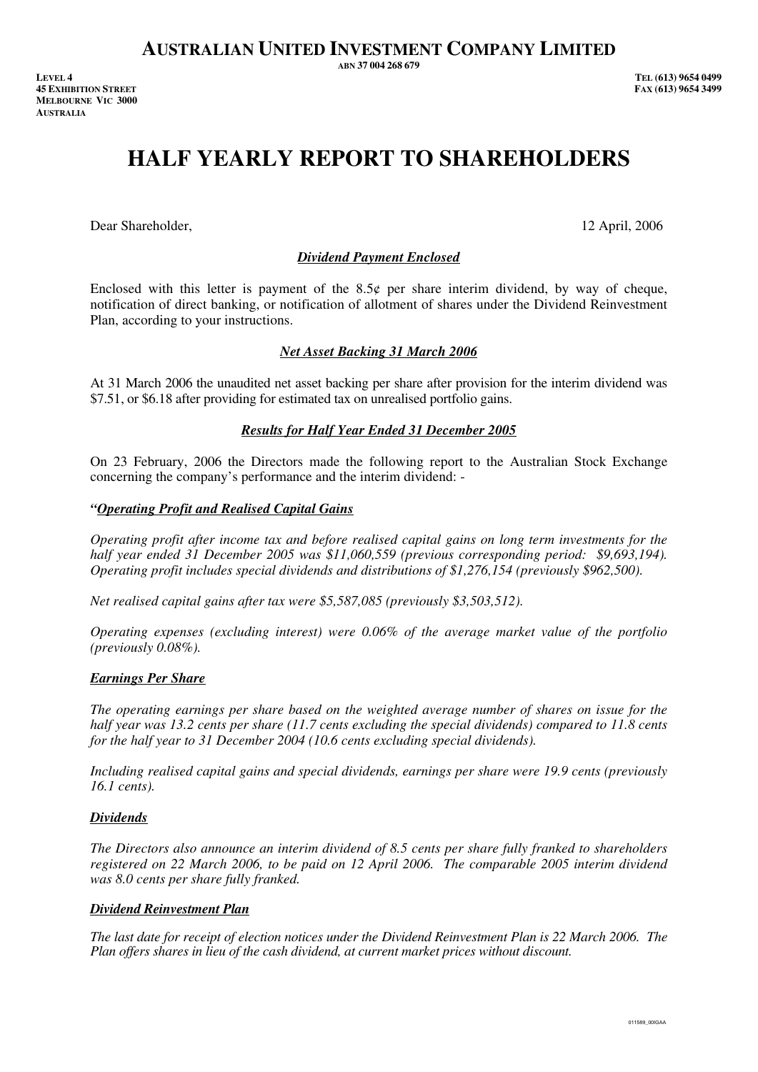# AUSTRALIAN UNITED INVESTMENT COMPANY LIMITED

ABN 37 004 268 679

LEVEL 4
45 EXHIBITION STREET
MELBOURNE VIC 3000
AUSTRALIA

TEL (613) 9654 0499
FAX (613) 9654 3499

# HALF YEARLY REPORT TO SHAREHOLDERS

Dear Shareholder,

12 April, 2006

## *Dividend Payment Enclosed*

Enclosed with this letter is payment of the 8.5¢ per share interim dividend, by way of cheque, notification of direct banking, or notification of allotment of shares under the Dividend Reinvestment Plan, according to your instructions.

## *Net Asset Backing 31 March 2006*

At 31 March 2006 the unaudited net asset backing per share after provision for the interim dividend was $7.51, or $6.18 after providing for estimated tax on unrealised portfolio gains.

## *Results for Half Year Ended 31 December 2005*

On 23 February, 2006 the Directors made the following report to the Australian Stock Exchange concerning the company's performance and the interim dividend: -

### *"Operating Profit and Realised Capital Gains*

*Operating profit after income tax and before realised capital gains on long term investments for the half year ended 31 December 2005 was $11,060,559 (previous corresponding period: $9,693,194). Operating profit includes special dividends and distributions of $1,276,154 (previously $962,500).*

*Net realised capital gains after tax were $5,587,085 (previously $3,503,512).*

*Operating expenses (excluding interest) were 0.06% of the average market value of the portfolio (previously 0.08%).*

### *Earnings Per Share*

*The operating earnings per share based on the weighted average number of shares on issue for the half year was 13.2 cents per share (11.7 cents excluding the special dividends) compared to 11.8 cents for the half year to 31 December 2004 (10.6 cents excluding special dividends).*

*Including realised capital gains and special dividends, earnings per share were 19.9 cents (previously 16.1 cents).*

### *Dividends*

*The Directors also announce an interim dividend of 8.5 cents per share fully franked to shareholders registered on 22 March 2006, to be paid on 12 April 2006. The comparable 2005 interim dividend was 8.0 cents per share fully franked.*

### *Dividend Reinvestment Plan*

*The last date for receipt of election notices under the Dividend Reinvestment Plan is 22 March 2006. The Plan offers shares in lieu of the cash dividend, at current market prices without discount.*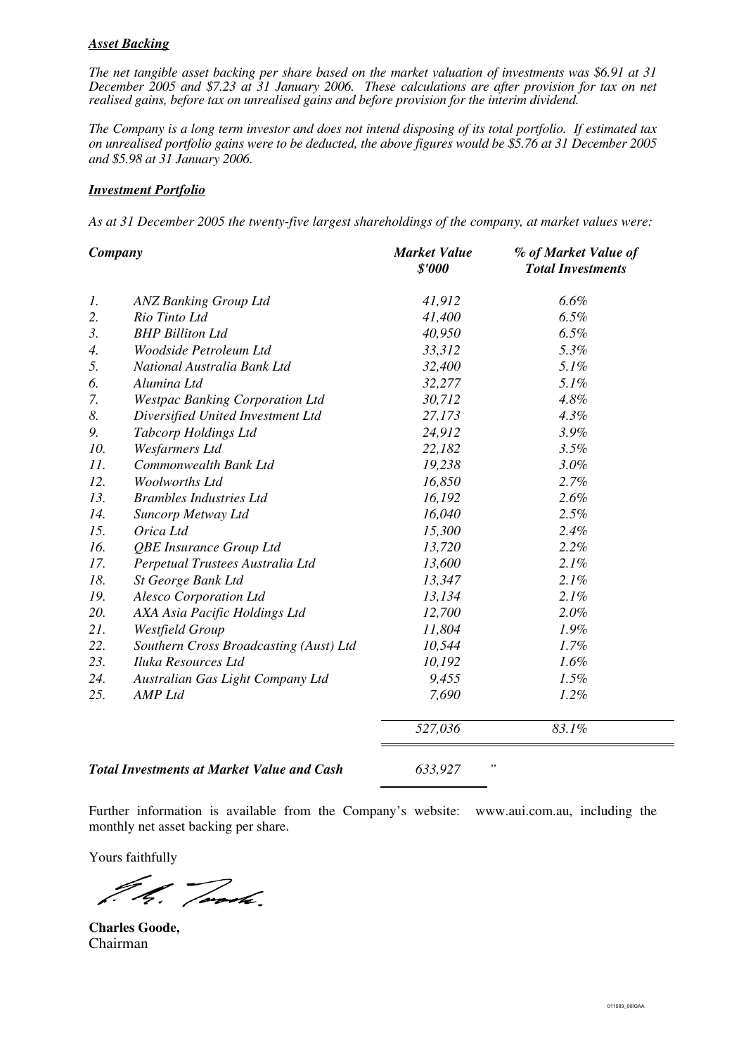***Asset Backing***

*The net tangible asset backing per share based on the market valuation of investments was $6.91 at 31 December 2005 and $7.23 at 31 January 2006. These calculations are after provision for tax on net realised gains, before tax on unrealised gains and before provision for the interim dividend.*

*The Company is a long term investor and does not intend disposing of its total portfolio. If estimated tax on unrealised portfolio gains were to be deducted, the above figures would be $5.76 at 31 December 2005 and $5.98 at 31 January 2006.*

***Investment Portfolio***

*As at 31 December 2005 the twenty-five largest shareholdings of the company, at market values were:*

| | *Company* | *Market Value $'000* | *% of Market Value of Total Investments* |
|---|---|---|---|
| *1.* | *ANZ Banking Group Ltd* | *41,912* | *6.6%* |
| *2.* | *Rio Tinto Ltd* | *41,400* | *6.5%* |
| *3.* | *BHP Billiton Ltd* | *40,950* | *6.5%* |
| *4.* | *Woodside Petroleum Ltd* | *33,312* | *5.3%* |
| *5.* | *National Australia Bank Ltd* | *32,400* | *5.1%* |
| *6.* | *Alumina Ltd* | *32,277* | *5.1%* |
| *7.* | *Westpac Banking Corporation Ltd* | *30,712* | *4.8%* |
| *8.* | *Diversified United Investment Ltd* | *27,173* | *4.3%* |
| *9.* | *Tabcorp Holdings Ltd* | *24,912* | *3.9%* |
| *10.* | *Wesfarmers Ltd* | *22,182* | *3.5%* |
| *11.* | *Commonwealth Bank Ltd* | *19,238* | *3.0%* |
| *12.* | *Woolworths Ltd* | *16,850* | *2.7%* |
| *13.* | *Brambles Industries Ltd* | *16,192* | *2.6%* |
| *14.* | *Suncorp Metway Ltd* | *16,040* | *2.5%* |
| *15.* | *Orica Ltd* | *15,300* | *2.4%* |
| *16.* | *QBE Insurance Group Ltd* | *13,720* | *2.2%* |
| *17.* | *Perpetual Trustees Australia Ltd* | *13,600* | *2.1%* |
| *18.* | *St George Bank Ltd* | *13,347* | *2.1%* |
| *19.* | *Alesco Corporation Ltd* | *13,134* | *2.1%* |
| *20.* | *AXA Asia Pacific Holdings Ltd* | *12,700* | *2.0%* |
| *21.* | *Westfield Group* | *11,804* | *1.9%* |
| *22.* | *Southern Cross Broadcasting (Aust) Ltd* | *10,544* | *1.7%* |
| *23.* | *Iluka Resources Ltd* | *10,192* | *1.6%* |
| *24.* | *Australian Gas Light Company Ltd* | *9,455* | *1.5%* |
| *25.* | *AMP Ltd* | *7,690* | *1.2%* |
| | | *527,036* | *83.1%* |
| | ***Total Investments at Market Value and Cash*** | *633,927* | ” |

Further information is available from the Company's website: www.aui.com.au, including the monthly net asset backing per share.

Yours faithfully

**Charles Goode,**
Chairman